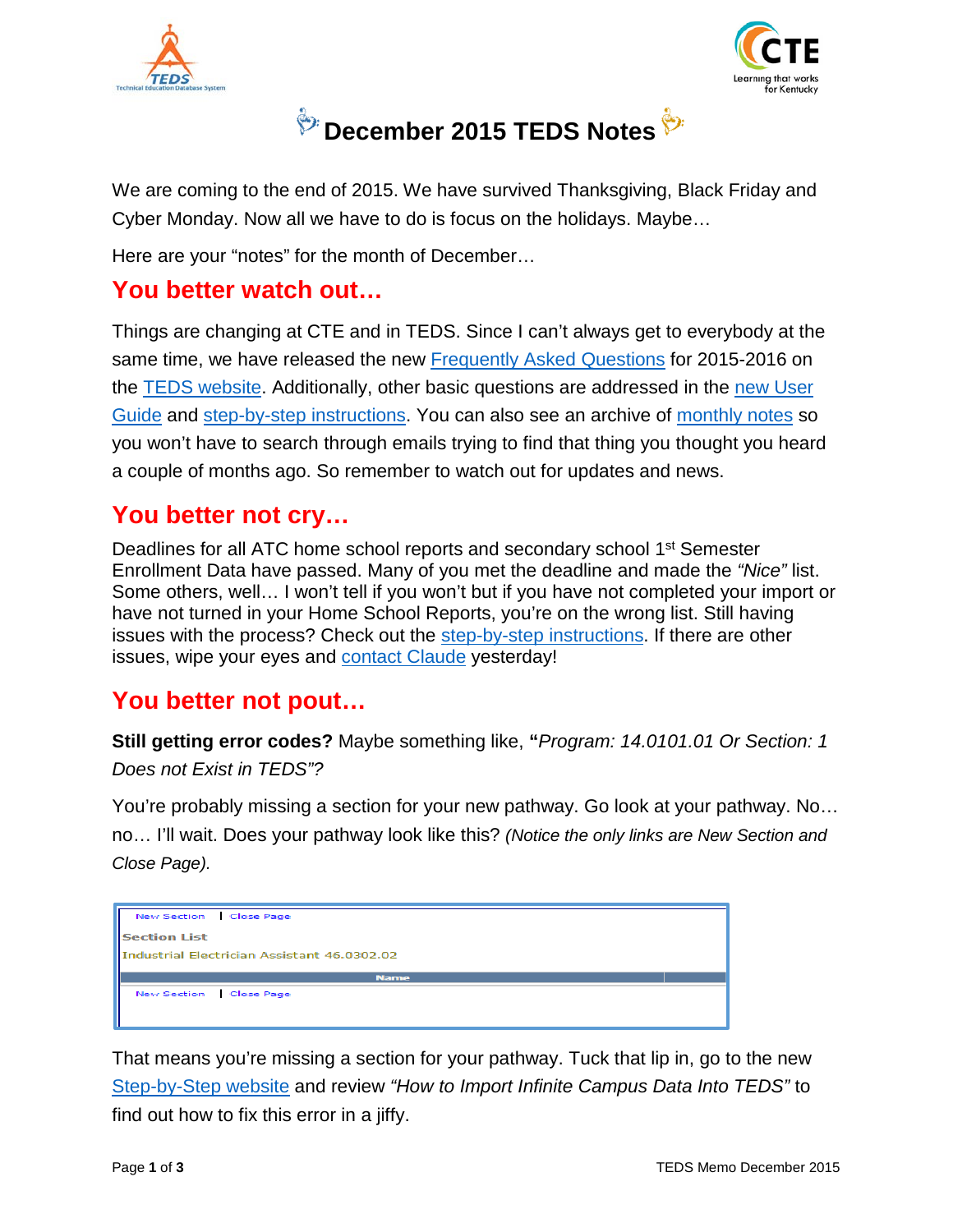# December 2015 TEDS Notes

We are coming to the end of 2015. We have survived Thanksgiving, Black Friday and Cyber Monday. Now all we have to do is focus on the holidays. Maybe…

Here are your "notes" for the month of December…

## You better watch out…

Things are changing at CTE and in TEDS. Since I can't always get to everybody at the same time, we have released the new Frequently Asked Questions for 2015-2016 on the TEDS website. Additionally, other basic questions are addressed in the new User Guide and step-by-step instructions. You can also see an archive of monthly notes so you won't have to search through emails trying to find that thing you thought you heard a couple of months ago. So remember to watch out for updates and news.

## You better not cry…

Deadlines for all ATC home school reports and secondary school 1st Semester Enrollment Data have passed. Many of you met the deadline and made the *"Nice"* list. Some others, well… I won't tell if you won't but if you have not completed your import or have not turned in your Home School Reports, you're on the wrong list. Still having issues with the process? Check out the step-by-step instructions. If there are other issues, wipe your eyes and contact Claude yesterday!

## You better not pout…

**Still getting error codes?** Maybe something like, **"***Program: 14.0101.01 Or Section: 1 Does not Exist in TEDS"?*

You're probably missing a section for your new pathway. Go look at your pathway. No… no… I'll wait. Does your pathway look like this? *(Notice the only links are New Section and Close Page).*

New Section | Close Page

Section List

Industrial Electrician Assistant 46.0302.02

| Name | |
|---|---|

New Section | Close Page

That means you're missing a section for your pathway. Tuck that lip in, go to the new Step-by-Step website and review *"How to Import Infinite Campus Data Into TEDS"* to find out how to fix this error in a jiffy.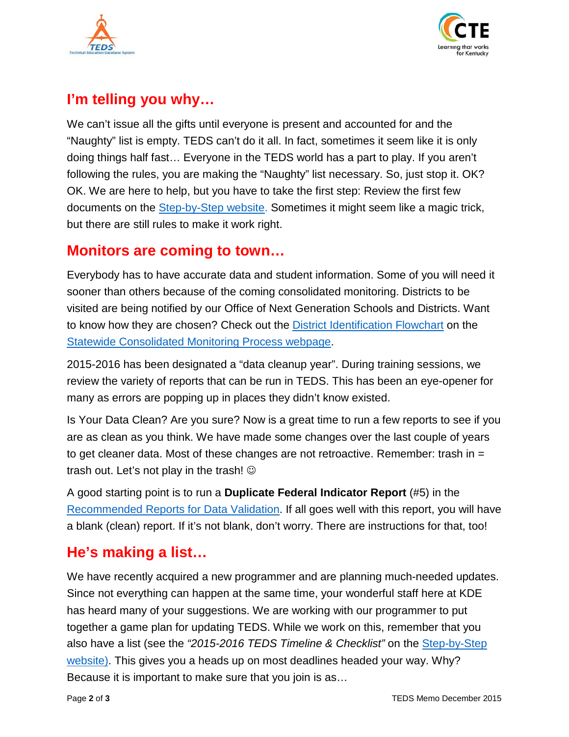## I'm telling you why…

We can't issue all the gifts until everyone is present and accounted for and the "Naughty" list is empty. TEDS can't do it all. In fact, sometimes it seem like it is only doing things half fast… Everyone in the TEDS world has a part to play. If you aren't following the rules, you are making the "Naughty" list necessary. So, just stop it. OK? OK. We are here to help, but you have to take the first step: Review the first few documents on the Step-by-Step website. Sometimes it might seem like a magic trick, but there are still rules to make it work right.

## Monitors are coming to town…

Everybody has to have accurate data and student information. Some of you will need it sooner than others because of the coming consolidated monitoring. Districts to be visited are being notified by our Office of Next Generation Schools and Districts. Want to know how they are chosen? Check out the District Identification Flowchart on the Statewide Consolidated Monitoring Process webpage.

2015-2016 has been designated a "data cleanup year". During training sessions, we review the variety of reports that can be run in TEDS. This has been an eye-opener for many as errors are popping up in places they didn't know existed.

Is Your Data Clean? Are you sure? Now is a great time to run a few reports to see if you are as clean as you think. We have made some changes over the last couple of years to get cleaner data. Most of these changes are not retroactive. Remember: trash in = trash out. Let's not play in the trash! ☺

A good starting point is to run a **Duplicate Federal Indicator Report** (#5) in the Recommended Reports for Data Validation. If all goes well with this report, you will have a blank (clean) report. If it's not blank, don't worry. There are instructions for that, too!

## He's making a list…

We have recently acquired a new programmer and are planning much-needed updates. Since not everything can happen at the same time, your wonderful staff here at KDE has heard many of your suggestions. We are working with our programmer to put together a game plan for updating TEDS. While we work on this, remember that you also have a list (see the *"2015-2016 TEDS Timeline & Checklist"* on the Step-by-Step website). This gives you a heads up on most deadlines headed your way. Why? Because it is important to make sure that you join is as…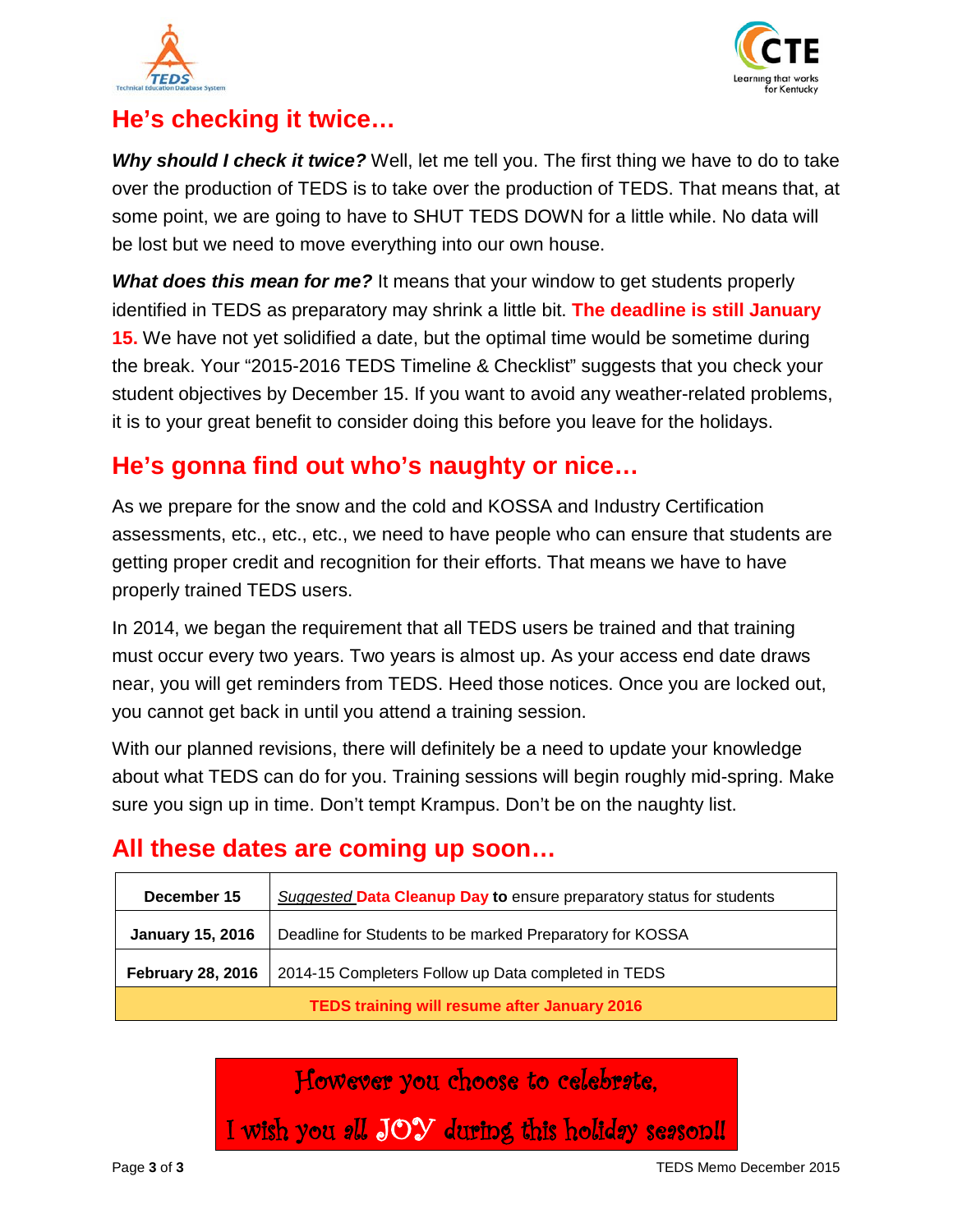## He's checking it twice…

***Why should I check it twice?*** Well, let me tell you. The first thing we have to do to take over the production of TEDS is to take over the production of TEDS. That means that, at some point, we are going to have to SHUT TEDS DOWN for a little while. No data will be lost but we need to move everything into our own house.

***What does this mean for me?*** It means that your window to get students properly identified in TEDS as preparatory may shrink a little bit. **The deadline is still January 15.** We have not yet solidified a date, but the optimal time would be sometime during the break. Your "2015-2016 TEDS Timeline & Checklist" suggests that you check your student objectives by December 15. If you want to avoid any weather-related problems, it is to your great benefit to consider doing this before you leave for the holidays.

## He's gonna find out who's naughty or nice…

As we prepare for the snow and the cold and KOSSA and Industry Certification assessments, etc., etc., etc., we need to have people who can ensure that students are getting proper credit and recognition for their efforts. That means we have to have properly trained TEDS users.

In 2014, we began the requirement that all TEDS users be trained and that training must occur every two years. Two years is almost up. As your access end date draws near, you will get reminders from TEDS. Heed those notices. Once you are locked out, you cannot get back in until you attend a training session.

With our planned revisions, there will definitely be a need to update your knowledge about what TEDS can do for you. Training sessions will begin roughly mid-spring. Make sure you sign up in time. Don't tempt Krampus. Don't be on the naughty list.

## All these dates are coming up soon…

| | |
|---|---|
| **December 15** | *Suggested* **Data Cleanup Day to** ensure preparatory status for students |
| **January 15, 2016** | Deadline for Students to be marked Preparatory for KOSSA |
| **February 28, 2016** | 2014-15 Completers Follow up Data completed in TEDS |
| **TEDS training will resume after January 2016** | |

However you choose to celebrate,

I wish you all JOY during this holiday season!!